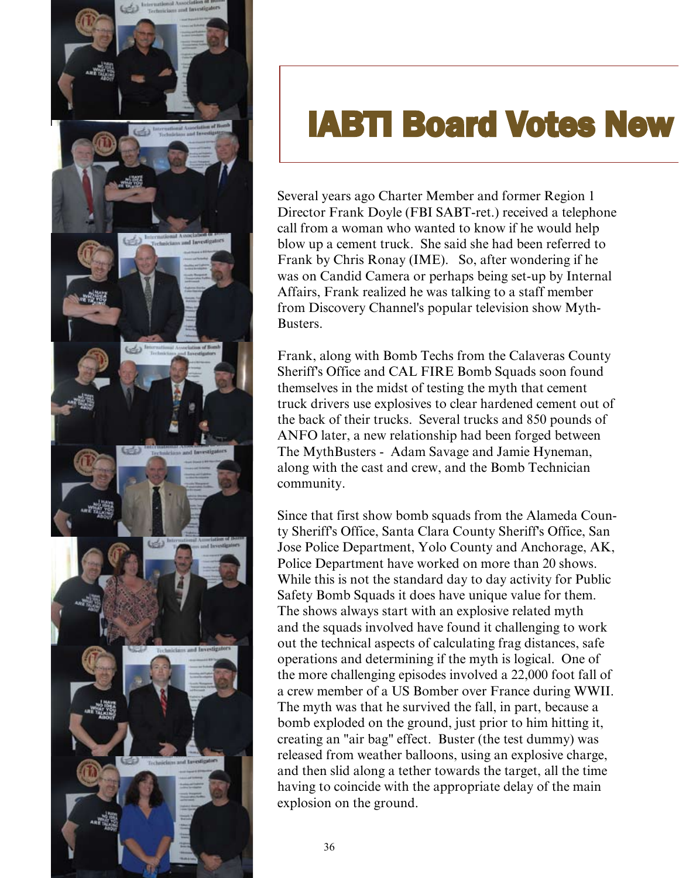# IABTI Board Votes New

Several years ago Charter Member and former Region 1 Director Frank Doyle (FBI SABT-ret.) received a telephone call from a woman who wanted to know if he would help blow up a cement truck. She said she had been referred to Frank by Chris Ronay (IME). So, after wondering if he was on Candid Camera or perhaps being set-up by Internal Affairs, Frank realized he was talking to a staff member from Discovery Channel's popular television show Myth-Busters.

Frank, along with Bomb Techs from the Calaveras County Sheriff's Office and CAL FIRE Bomb Squads soon found themselves in the midst of testing the myth that cement truck drivers use explosives to clear hardened cement out of the back of their trucks. Several trucks and 850 pounds of ANFO later, a new relationship had been forged between The MythBusters - Adam Savage and Jamie Hyneman, along with the cast and crew, and the Bomb Technician community.

Since that first show bomb squads from the Alameda County Sheriff's Office, Santa Clara County Sheriff's Office, San Jose Police Department, Yolo County and Anchorage, AK, Police Department have worked on more than 20 shows. While this is not the standard day to day activity for Public Safety Bomb Squads it does have unique value for them. The shows always start with an explosive related myth and the squads involved have found it challenging to work out the technical aspects of calculating frag distances, safe operations and determining if the myth is logical. One of the more challenging episodes involved a 22,000 foot fall of a crew member of a US Bomber over France during WWII. The myth was that he survived the fall, in part, because a bomb exploded on the ground, just prior to him hitting it, creating an "air bag" effect. Buster (the test dummy) was released from weather balloons, using an explosive charge, and then slid along a tether towards the target, all the time having to coincide with the appropriate delay of the main explosion on the ground.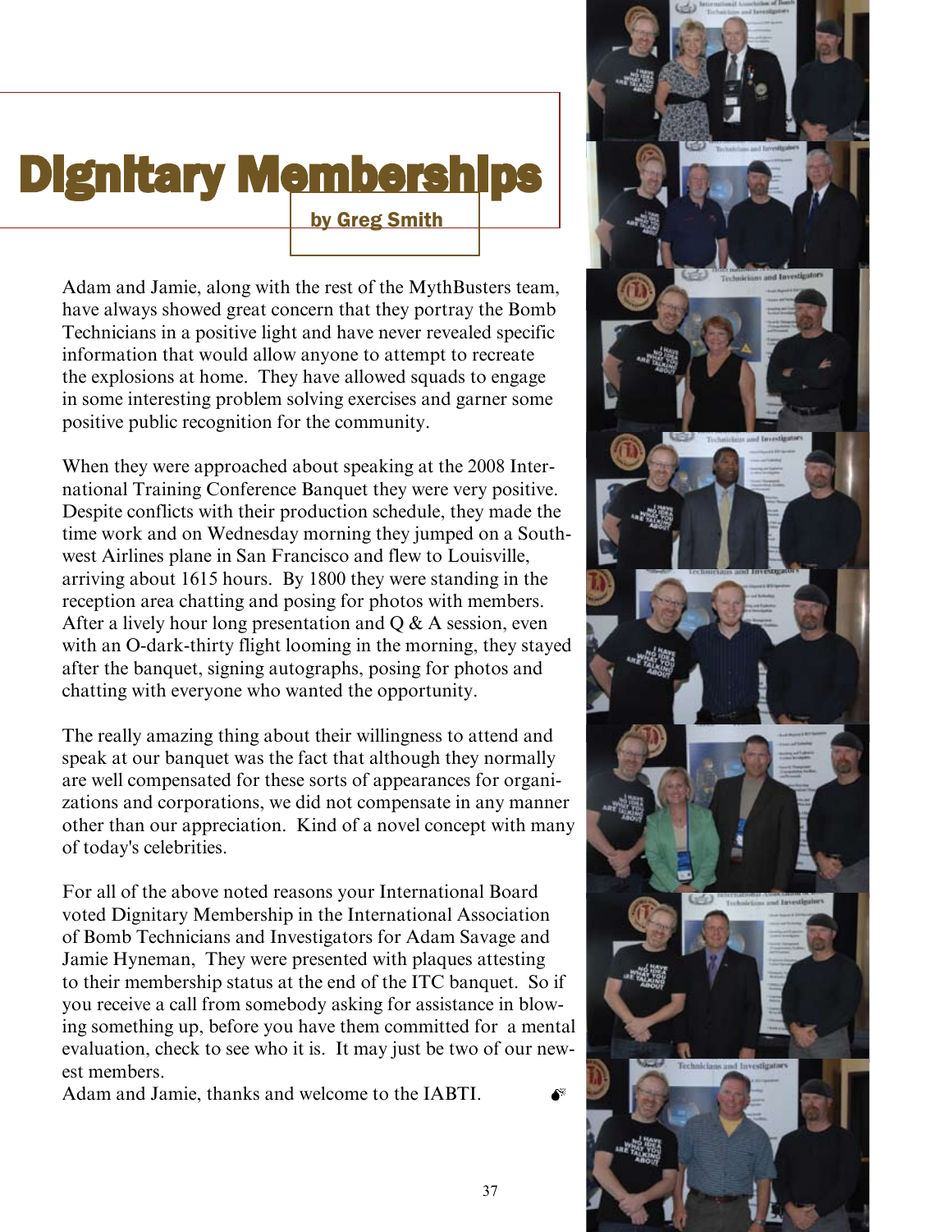# Dignitary Memberships

by Greg Smith

Adam and Jamie, along with the rest of the MythBusters team, have always showed great concern that they portray the Bomb Technicians in a positive light and have never revealed specific information that would allow anyone to attempt to recreate the explosions at home. They have allowed squads to engage in some interesting problem solving exercises and garner some positive public recognition for the community.

When they were approached about speaking at the 2008 International Training Conference Banquet they were very positive. Despite conflicts with their production schedule, they made the time work and on Wednesday morning they jumped on a Southwest Airlines plane in San Francisco and flew to Louisville, arriving about 1615 hours. By 1800 they were standing in the reception area chatting and posing for photos with members. After a lively hour long presentation and Q & A session, even with an O-dark-thirty flight looming in the morning, they stayed after the banquet, signing autographs, posing for photos and chatting with everyone who wanted the opportunity.

The really amazing thing about their willingness to attend and speak at our banquet was the fact that although they normally are well compensated for these sorts of appearances for organizations and corporations, we did not compensate in any manner other than our appreciation. Kind of a novel concept with many of today's celebrities.

For all of the above noted reasons your International Board voted Dignitary Membership in the International Association of Bomb Technicians and Investigators for Adam Savage and Jamie Hyneman, They were presented with plaques attesting to their membership status at the end of the ITC banquet. So if you receive a call from somebody asking for assistance in blowing something up, before you have them committed for a mental evaluation, check to see who it is. It may just be two of our newest members.

Adam and Jamie, thanks and welcome to the IABTI.